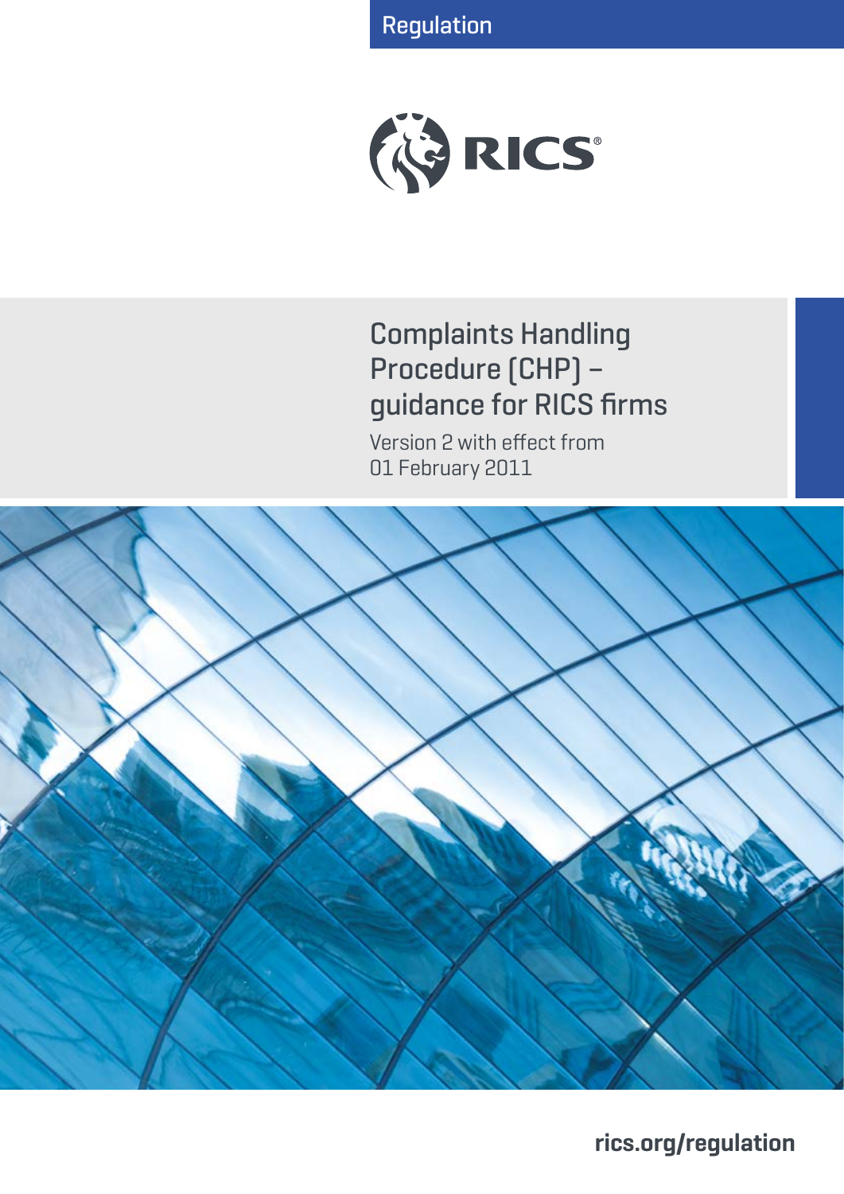Regulation

RICS

# Complaints Handling Procedure (CHP) – guidance for RICS firms

Version 2 with effect from 01 February 2011

rics.org/regulation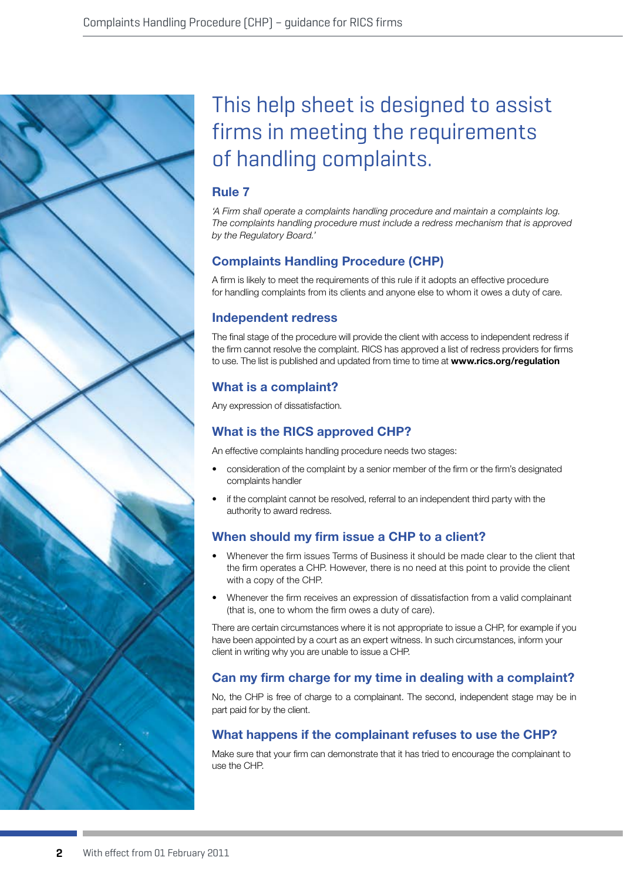# This help sheet is designed to assist firms in meeting the requirements of handling complaints.

## Rule 7

*'A Firm shall operate a complaints handling procedure and maintain a complaints log. The complaints handling procedure must include a redress mechanism that is approved by the Regulatory Board.'*

## Complaints Handling Procedure (CHP)

A firm is likely to meet the requirements of this rule if it adopts an effective procedure for handling complaints from its clients and anyone else to whom it owes a duty of care.

## Independent redress

The final stage of the procedure will provide the client with access to independent redress if the firm cannot resolve the complaint. RICS has approved a list of redress providers for firms to use. The list is published and updated from time to time at **www.rics.org/regulation**

## What is a complaint?

Any expression of dissatisfaction.

## What is the RICS approved CHP?

An effective complaints handling procedure needs two stages:

- consideration of the complaint by a senior member of the firm or the firm's designated complaints handler
- if the complaint cannot be resolved, referral to an independent third party with the authority to award redress.

## When should my firm issue a CHP to a client?

- Whenever the firm issues Terms of Business it should be made clear to the client that the firm operates a CHP. However, there is no need at this point to provide the client with a copy of the CHP.
- Whenever the firm receives an expression of dissatisfaction from a valid complainant (that is, one to whom the firm owes a duty of care).

There are certain circumstances where it is not appropriate to issue a CHP, for example if you have been appointed by a court as an expert witness. In such circumstances, inform your client in writing why you are unable to issue a CHP.

## Can my firm charge for my time in dealing with a complaint?

No, the CHP is free of charge to a complainant. The second, independent stage may be in part paid for by the client.

## What happens if the complainant refuses to use the CHP?

Make sure that your firm can demonstrate that it has tried to encourage the complainant to use the CHP.

With effect from 01 February 2011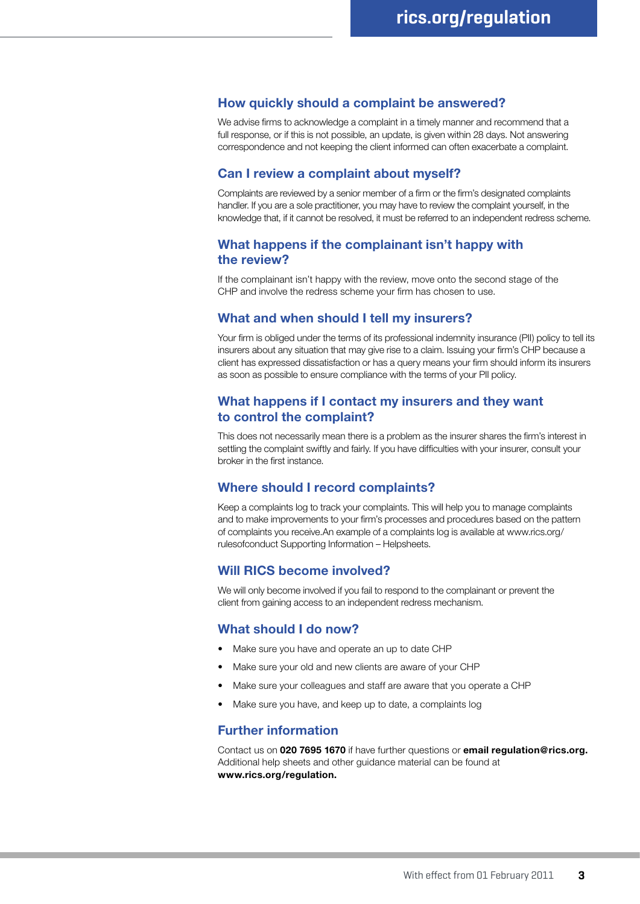## How quickly should a complaint be answered?

We advise firms to acknowledge a complaint in a timely manner and recommend that a full response, or if this is not possible, an update, is given within 28 days. Not answering correspondence and not keeping the client informed can often exacerbate a complaint.

## Can I review a complaint about myself?

Complaints are reviewed by a senior member of a firm or the firm's designated complaints handler. If you are a sole practitioner, you may have to review the complaint yourself, in the knowledge that, if it cannot be resolved, it must be referred to an independent redress scheme.

## What happens if the complainant isn't happy with the review?

If the complainant isn't happy with the review, move onto the second stage of the CHP and involve the redress scheme your firm has chosen to use.

## What and when should I tell my insurers?

Your firm is obliged under the terms of its professional indemnity insurance (PII) policy to tell its insurers about any situation that may give rise to a claim. Issuing your firm's CHP because a client has expressed dissatisfaction or has a query means your firm should inform its insurers as soon as possible to ensure compliance with the terms of your PII policy.

## What happens if I contact my insurers and they want to control the complaint?

This does not necessarily mean there is a problem as the insurer shares the firm's interest in settling the complaint swiftly and fairly. If you have difficulties with your insurer, consult your broker in the first instance.

## Where should I record complaints?

Keep a complaints log to track your complaints. This will help you to manage complaints and to make improvements to your firm's processes and procedures based on the pattern of complaints you receive.An example of a complaints log is available at www.rics.org/rulesofconduct Supporting Information – Helpsheets.

## Will RICS become involved?

We will only become involved if you fail to respond to the complainant or prevent the client from gaining access to an independent redress mechanism.

## What should I do now?

- Make sure you have and operate an up to date CHP
- Make sure your old and new clients are aware of your CHP
- Make sure your colleagues and staff are aware that you operate a CHP
- Make sure you have, and keep up to date, a complaints log

## Further information

Contact us on **020 7695 1670** if have further questions or **email regulation@rics.org.** Additional help sheets and other guidance material can be found at **www.rics.org/regulation.**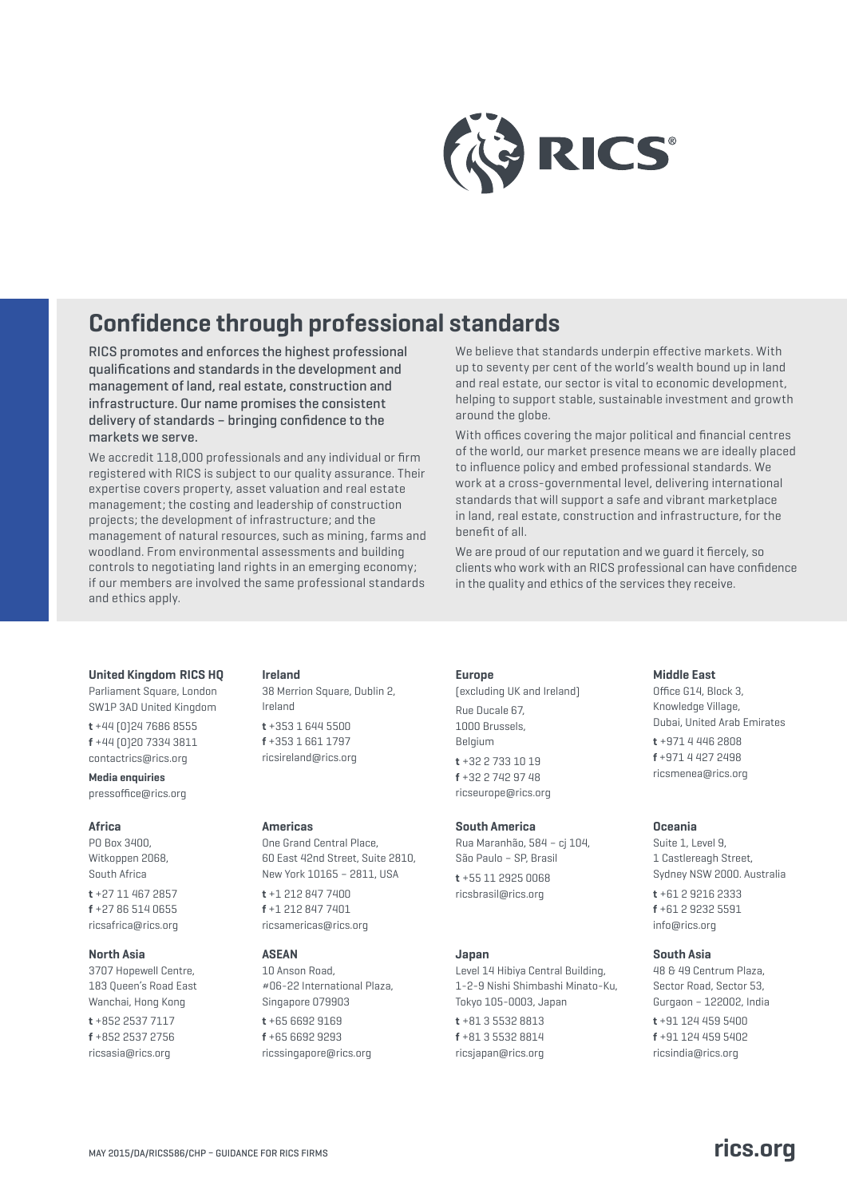RICS®

## Confidence through professional standards

**RICS promotes and enforces the highest professional qualifications and standards in the development and management of land, real estate, construction and infrastructure. Our name promises the consistent delivery of standards – bringing confidence to the markets we serve.**

We accredit 118,000 professionals and any individual or firm registered with RICS is subject to our quality assurance. Their expertise covers property, asset valuation and real estate management; the costing and leadership of construction projects; the development of infrastructure; and the management of natural resources, such as mining, farms and woodland. From environmental assessments and building controls to negotiating land rights in an emerging economy; if our members are involved the same professional standards and ethics apply.

We believe that standards underpin effective markets. With up to seventy per cent of the world's wealth bound up in land and real estate, our sector is vital to economic development, helping to support stable, sustainable investment and growth around the globe.

With offices covering the major political and financial centres of the world, our market presence means we are ideally placed to influence policy and embed professional standards. We work at a cross-governmental level, delivering international standards that will support a safe and vibrant marketplace in land, real estate, construction and infrastructure, for the benefit of all.

We are proud of our reputation and we guard it fiercely, so clients who work with an RICS professional can have confidence in the quality and ethics of the services they receive.

**United Kingdom RICS HQ**
Parliament Square, London
SW1P 3AD United Kingdom
**t** +44 (0)24 7686 8555
**f** +44 (0)20 7334 3811
contactrics@rics.org

**Media enquiries**
pressoffice@rics.org

**Ireland**
38 Merrion Square, Dublin 2,
Ireland
**t** +353 1 644 5500
**f** +353 1 661 1797
ricsireland@rics.org

**Europe**
(excluding UK and Ireland)
Rue Ducale 67,
1000 Brussels,
Belgium
**t** +32 2 733 10 19
**f** +32 2 742 97 48
ricseurope@rics.org

**Middle East**
Office G14, Block 3,
Knowledge Village,
Dubai, United Arab Emirates
**t** +971 4 446 2808
**f** +971 4 427 2498
ricsmenea@rics.org

**Africa**
PO Box 3400,
Witkoppen 2068,
South Africa
**t** +27 11 467 2857
**f** +27 86 514 0655
ricsafrica@rics.org

**Americas**
One Grand Central Place,
60 East 42nd Street, Suite 2810,
New York 10165 – 2811, USA
**t** +1 212 847 7400
**f** +1 212 847 7401
ricsamericas@rics.org

**South America**
Rua Maranhão, 584 – cj 104,
São Paulo – SP, Brasil
**t** +55 11 2925 0068
ricsbrasil@rics.org

**Oceania**
Suite 1, Level 9,
1 Castlereagh Street,
Sydney NSW 2000. Australia
**t** +61 2 9216 2333
**f** +61 2 9232 5591
info@rics.org

**North Asia**
3707 Hopewell Centre,
183 Queen's Road East
Wanchai, Hong Kong
**t** +852 2537 7117
**f** +852 2537 2756
ricsasia@rics.org

**ASEAN**
10 Anson Road,
#06-22 International Plaza,
Singapore 079903
**t** +65 6692 9169
**f** +65 6692 9293
ricssingapore@rics.org

**Japan**
Level 14 Hibiya Central Building,
1-2-9 Nishi Shimbashi Minato-Ku,
Tokyo 105-0003, Japan
**t** +81 3 5532 8813
**f** +81 3 5532 8814
ricsjapan@rics.org

**South Asia**
48 & 49 Centrum Plaza,
Sector Road, Sector 53,
Gurgaon – 122002, India
**t** +91 124 459 5400
**f** +91 124 459 5402
ricsindia@rics.org

MAY 2015/DA/RICS586/CHP – GUIDANCE FOR RICS FIRMS

**rics.org**